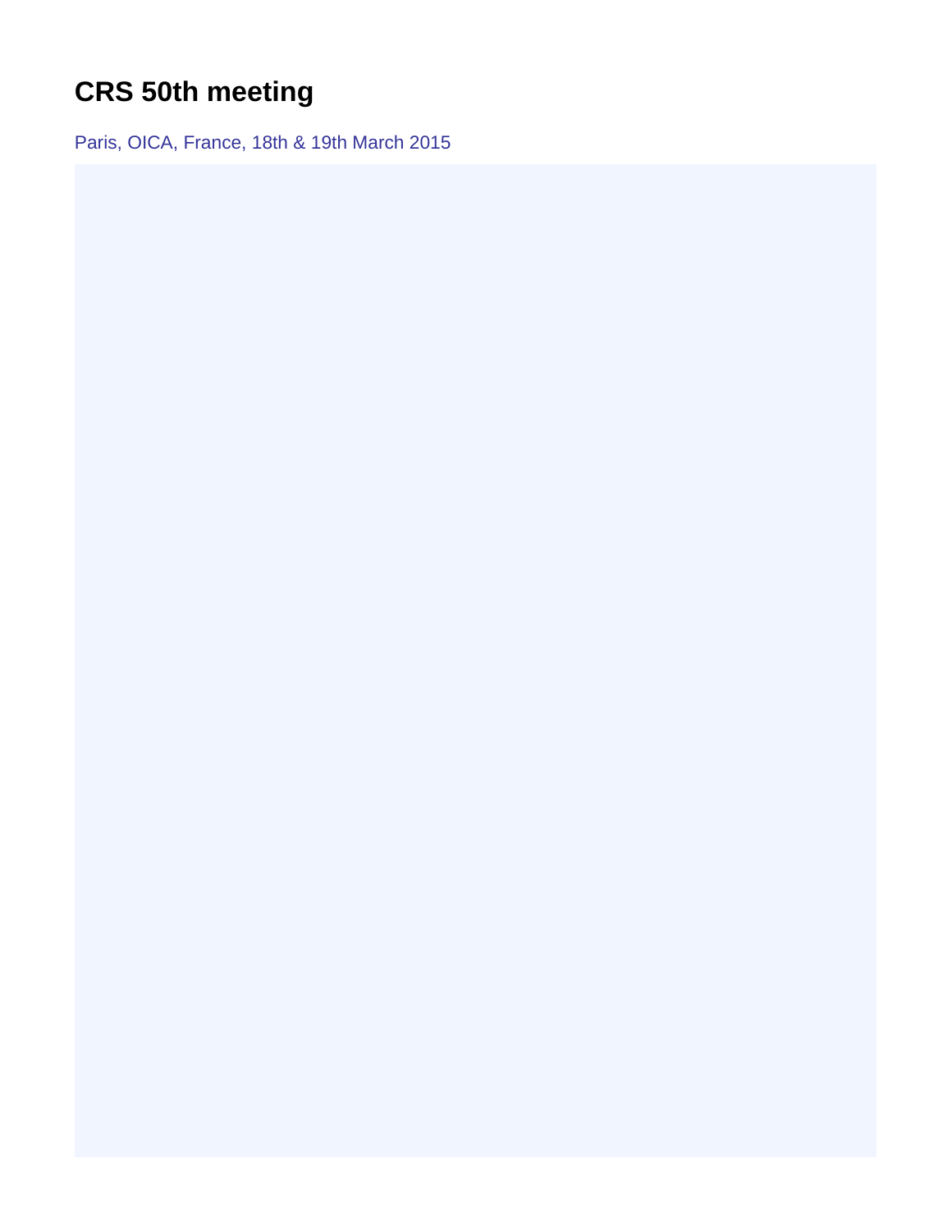# CRS 50th meeting

Paris, OICA, France, 18th & 19th March 2015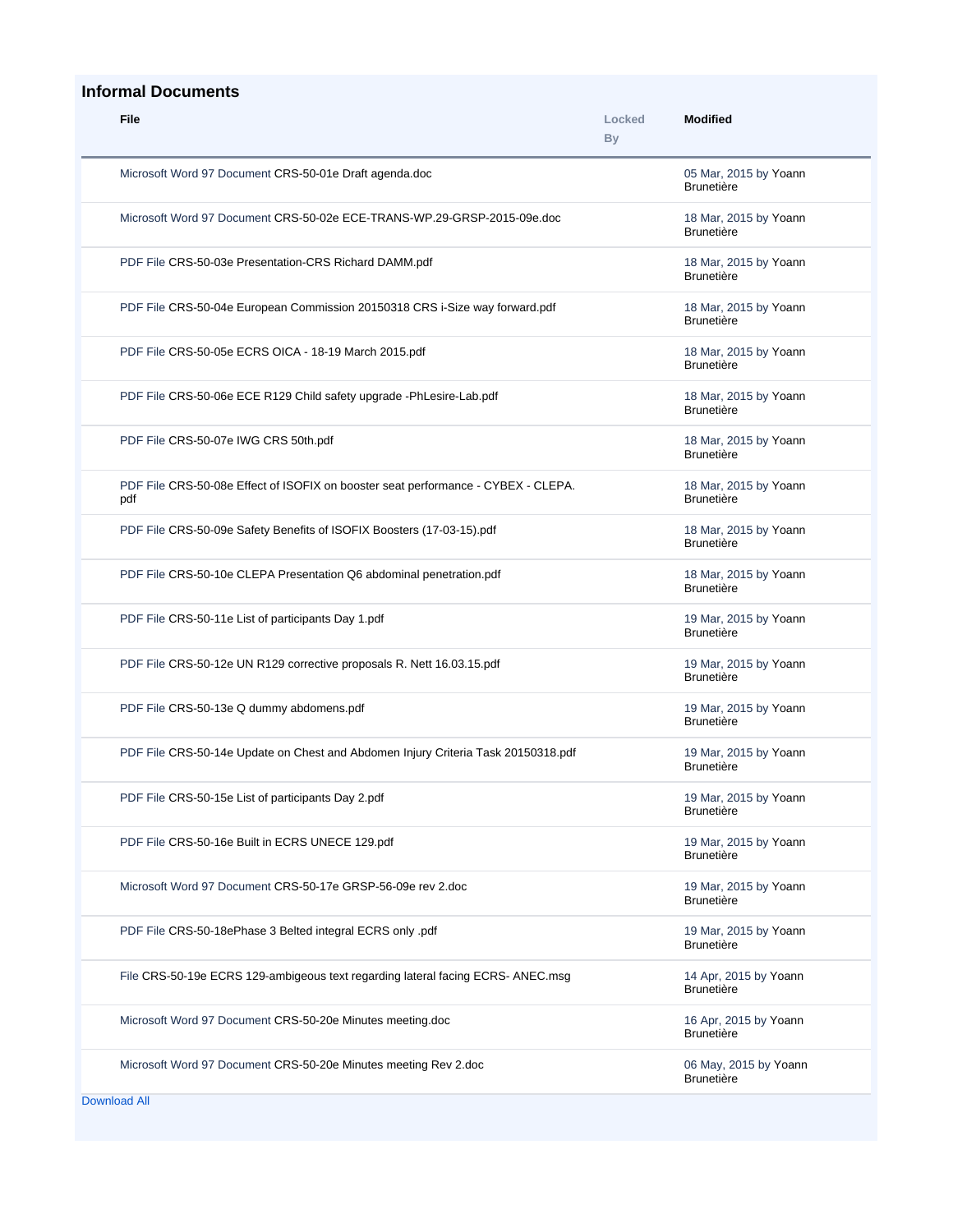## Informal Documents

| File | Locked By | Modified |
|---|---|---|
| Microsoft Word 97 Document CRS-50-01e Draft agenda.doc | | 05 Mar, 2015 by Yoann Brunetière |
| Microsoft Word 97 Document CRS-50-02e ECE-TRANS-WP.29-GRSP-2015-09e.doc | | 18 Mar, 2015 by Yoann Brunetière |
| PDF File CRS-50-03e Presentation-CRS Richard DAMM.pdf | | 18 Mar, 2015 by Yoann Brunetière |
| PDF File CRS-50-04e European Commission 20150318 CRS i-Size way forward.pdf | | 18 Mar, 2015 by Yoann Brunetière |
| PDF File CRS-50-05e ECRS OICA - 18-19 March 2015.pdf | | 18 Mar, 2015 by Yoann Brunetière |
| PDF File CRS-50-06e ECE R129 Child safety upgrade -PhLesire-Lab.pdf | | 18 Mar, 2015 by Yoann Brunetière |
| PDF File CRS-50-07e IWG CRS 50th.pdf | | 18 Mar, 2015 by Yoann Brunetière |
| PDF File CRS-50-08e Effect of ISOFIX on booster seat performance - CYBEX - CLEPA.pdf | | 18 Mar, 2015 by Yoann Brunetière |
| PDF File CRS-50-09e Safety Benefits of ISOFIX Boosters (17-03-15).pdf | | 18 Mar, 2015 by Yoann Brunetière |
| PDF File CRS-50-10e CLEPA Presentation Q6 abdominal penetration.pdf | | 18 Mar, 2015 by Yoann Brunetière |
| PDF File CRS-50-11e List of participants Day 1.pdf | | 19 Mar, 2015 by Yoann Brunetière |
| PDF File CRS-50-12e UN R129 corrective proposals R. Nett 16.03.15.pdf | | 19 Mar, 2015 by Yoann Brunetière |
| PDF File CRS-50-13e Q dummy abdomens.pdf | | 19 Mar, 2015 by Yoann Brunetière |
| PDF File CRS-50-14e Update on Chest and Abdomen Injury Criteria Task 20150318.pdf | | 19 Mar, 2015 by Yoann Brunetière |
| PDF File CRS-50-15e List of participants Day 2.pdf | | 19 Mar, 2015 by Yoann Brunetière |
| PDF File CRS-50-16e Built in ECRS UNECE 129.pdf | | 19 Mar, 2015 by Yoann Brunetière |
| Microsoft Word 97 Document CRS-50-17e GRSP-56-09e rev 2.doc | | 19 Mar, 2015 by Yoann Brunetière |
| PDF File CRS-50-18ePhase 3 Belted integral ECRS only .pdf | | 19 Mar, 2015 by Yoann Brunetière |
| File CRS-50-19e ECRS 129-ambigeous text regarding lateral facing ECRS- ANEC.msg | | 14 Apr, 2015 by Yoann Brunetière |
| Microsoft Word 97 Document CRS-50-20e Minutes meeting.doc | | 16 Apr, 2015 by Yoann Brunetière |
| Microsoft Word 97 Document CRS-50-20e Minutes meeting Rev 2.doc | | 06 May, 2015 by Yoann Brunetière |

Download All